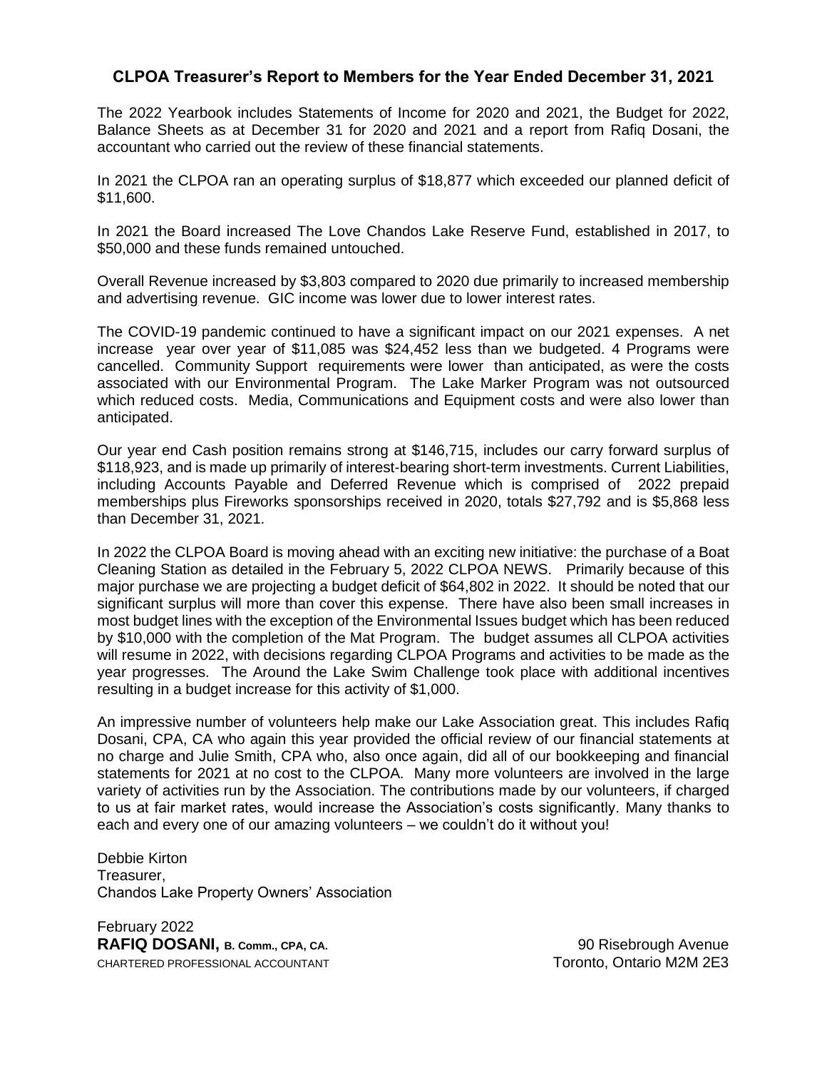# CLPOA Treasurer's Report to Members for the Year Ended December 31, 2021

The 2022 Yearbook includes Statements of Income for 2020 and 2021, the Budget for 2022, Balance Sheets as at December 31 for 2020 and 2021 and a report from Rafiq Dosani, the accountant who carried out the review of these financial statements.

In 2021 the CLPOA ran an operating surplus of $18,877 which exceeded our planned deficit of $11,600.

In 2021 the Board increased The Love Chandos Lake Reserve Fund, established in 2017, to $50,000 and these funds remained untouched.

Overall Revenue increased by $3,803 compared to 2020 due primarily to increased membership and advertising revenue. GIC income was lower due to lower interest rates.

The COVID-19 pandemic continued to have a significant impact on our 2021 expenses. A net increase year over year of $11,085 was $24,452 less than we budgeted. 4 Programs were cancelled. Community Support requirements were lower than anticipated, as were the costs associated with our Environmental Program. The Lake Marker Program was not outsourced which reduced costs. Media, Communications and Equipment costs and were also lower than anticipated.

Our year end Cash position remains strong at $146,715, includes our carry forward surplus of $118,923, and is made up primarily of interest-bearing short-term investments. Current Liabilities, including Accounts Payable and Deferred Revenue which is comprised of 2022 prepaid memberships plus Fireworks sponsorships received in 2020, totals $27,792 and is $5,868 less than December 31, 2021.

In 2022 the CLPOA Board is moving ahead with an exciting new initiative: the purchase of a Boat Cleaning Station as detailed in the February 5, 2022 CLPOA NEWS. Primarily because of this major purchase we are projecting a budget deficit of $64,802 in 2022. It should be noted that our significant surplus will more than cover this expense. There have also been small increases in most budget lines with the exception of the Environmental Issues budget which has been reduced by $10,000 with the completion of the Mat Program. The budget assumes all CLPOA activities will resume in 2022, with decisions regarding CLPOA Programs and activities to be made as the year progresses. The Around the Lake Swim Challenge took place with additional incentives resulting in a budget increase for this activity of $1,000.

An impressive number of volunteers help make our Lake Association great. This includes Rafiq Dosani, CPA, CA who again this year provided the official review of our financial statements at no charge and Julie Smith, CPA who, also once again, did all of our bookkeeping and financial statements for 2021 at no cost to the CLPOA. Many more volunteers are involved in the large variety of activities run by the Association. The contributions made by our volunteers, if charged to us at fair market rates, would increase the Association's costs significantly. Many thanks to each and every one of our amazing volunteers – we couldn't do it without you!

Debbie Kirton
Treasurer,
Chandos Lake Property Owners' Association

February 2022

**RAFIQ DOSANI, B. Comm., CPA, CA.**
CHARTERED PROFESSIONAL ACCOUNTANT

90 Risebrough Avenue
Toronto, Ontario M2M 2E3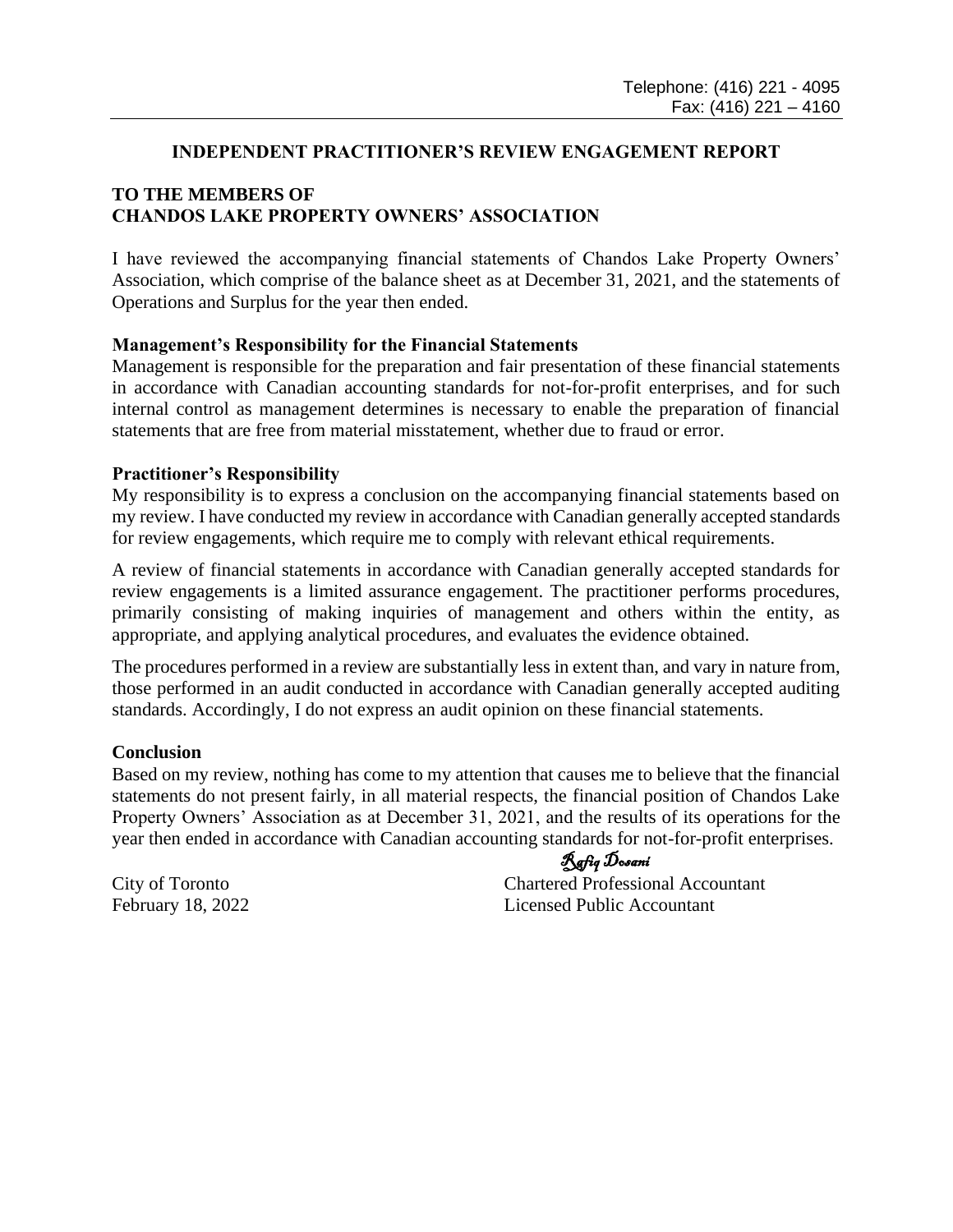Telephone: (416) 221 - 4095
Fax: (416) 221 – 4160

## INDEPENDENT PRACTITIONER'S REVIEW ENGAGEMENT REPORT

**TO THE MEMBERS OF**
**CHANDOS LAKE PROPERTY OWNERS' ASSOCIATION**

I have reviewed the accompanying financial statements of Chandos Lake Property Owners' Association, which comprise of the balance sheet as at December 31, 2021, and the statements of Operations and Surplus for the year then ended.

**Management's Responsibility for the Financial Statements**
Management is responsible for the preparation and fair presentation of these financial statements in accordance with Canadian accounting standards for not-for-profit enterprises, and for such internal control as management determines is necessary to enable the preparation of financial statements that are free from material misstatement, whether due to fraud or error.

**Practitioner's Responsibility**
My responsibility is to express a conclusion on the accompanying financial statements based on my review. I have conducted my review in accordance with Canadian generally accepted standards for review engagements, which require me to comply with relevant ethical requirements.

A review of financial statements in accordance with Canadian generally accepted standards for review engagements is a limited assurance engagement. The practitioner performs procedures, primarily consisting of making inquiries of management and others within the entity, as appropriate, and applying analytical procedures, and evaluates the evidence obtained.

The procedures performed in a review are substantially less in extent than, and vary in nature from, those performed in an audit conducted in accordance with Canadian generally accepted auditing standards. Accordingly, I do not express an audit opinion on these financial statements.

**Conclusion**
Based on my review, nothing has come to my attention that causes me to believe that the financial statements do not present fairly, in all material respects, the financial position of Chandos Lake Property Owners' Association as at December 31, 2021, and the results of its operations for the year then ended in accordance with Canadian accounting standards for not-for-profit enterprises.

*Rafiq Dosani*
Chartered Professional Accountant
Licensed Public Accountant

City of Toronto
February 18, 2022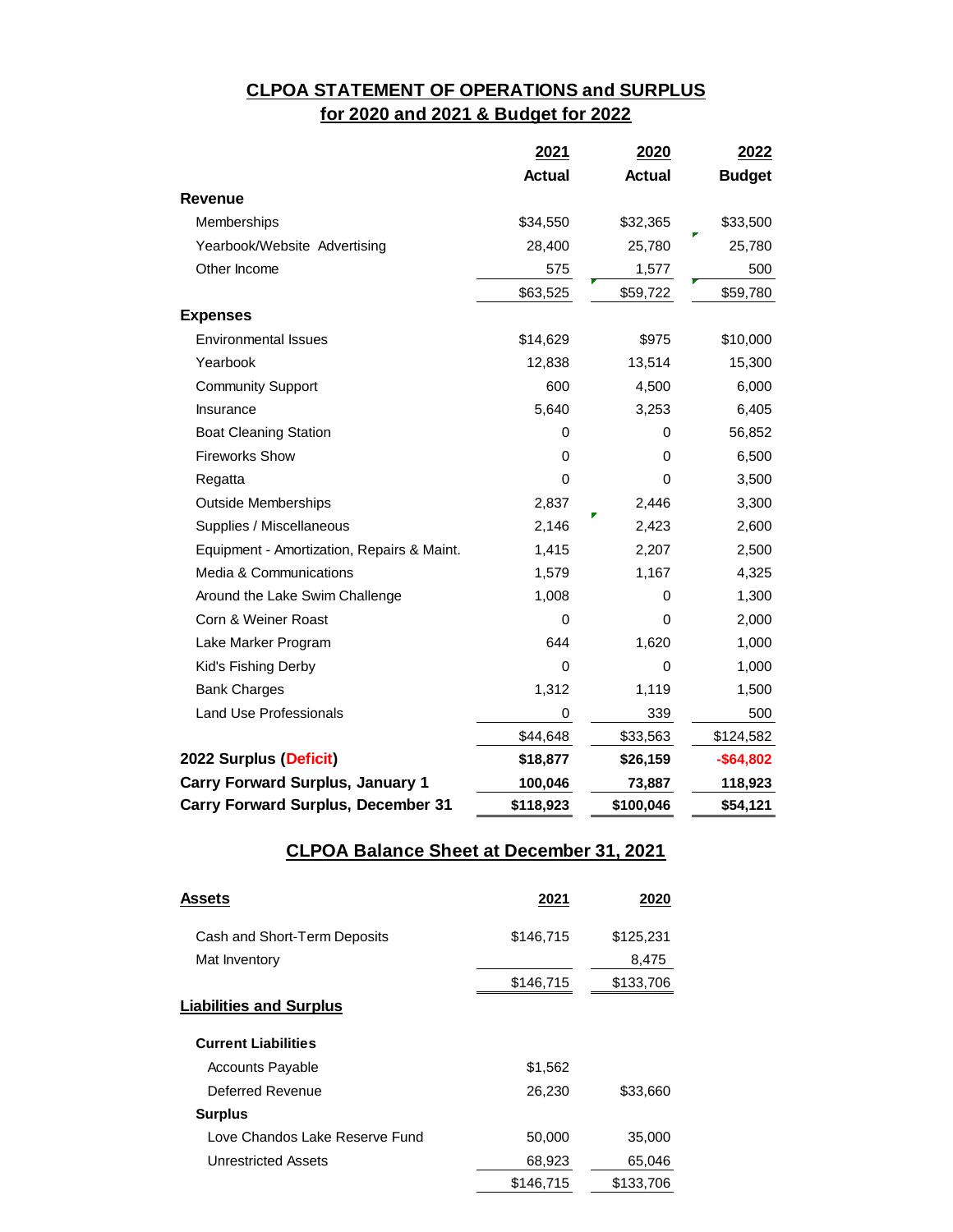## CLPOA STATEMENT OF OPERATIONS and SURPLUS for 2020 and 2021 & Budget for 2022

| | 2021 Actual | 2020 Actual | 2022 Budget |
|---|---|---|---|
| **Revenue** | | | |
| Memberships | $34,550 | $32,365 | $33,500 |
| Yearbook/Website Advertising | 28,400 | 25,780 | 25,780 |
| Other Income | 575 | 1,577 | 500 |
| | $63,525 | $59,722 | $59,780 |
| **Expenses** | | | |
| Environmental Issues | $14,629 | $975 | $10,000 |
| Yearbook | 12,838 | 13,514 | 15,300 |
| Community Support | 600 | 4,500 | 6,000 |
| Insurance | 5,640 | 3,253 | 6,405 |
| Boat Cleaning Station | 0 | 0 | 56,852 |
| Fireworks Show | 0 | 0 | 6,500 |
| Regatta | 0 | 0 | 3,500 |
| Outside Memberships | 2,837 | 2,446 | 3,300 |
| Supplies / Miscellaneous | 2,146 | 2,423 | 2,600 |
| Equipment - Amortization, Repairs & Maint. | 1,415 | 2,207 | 2,500 |
| Media & Communications | 1,579 | 1,167 | 4,325 |
| Around the Lake Swim Challenge | 1,008 | 0 | 1,300 |
| Corn & Weiner Roast | 0 | 0 | 2,000 |
| Lake Marker Program | 644 | 1,620 | 1,000 |
| Kid's Fishing Derby | 0 | 0 | 1,000 |
| Bank Charges | 1,312 | 1,119 | 1,500 |
| Land Use Professionals | 0 | 339 | 500 |
| | $44,648 | $33,563 | $124,582 |
| **2022 Surplus (Deficit)** | **$18,877** | **$26,159** | **-$64,802** |
| **Carry Forward Surplus, January 1** | **100,046** | **73,887** | **118,923** |
| **Carry Forward Surplus, December 31** | **$118,923** | **$100,046** | **$54,121** |

## CLPOA Balance Sheet at December 31, 2021

| **Assets** | **2021** | **2020** |
|---|---|---|
| Cash and Short-Term Deposits | $146,715 | $125,231 |
| Mat Inventory | | 8,475 |
| | $146,715 | $133,706 |
| **Liabilities and Surplus** | | |
| **Current Liabilities** | | |
| Accounts Payable | $1,562 | |
| Deferred Revenue | 26,230 | $33,660 |
| **Surplus** | | |
| Love Chandos Lake Reserve Fund | 50,000 | 35,000 |
| Unrestricted Assets | 68,923 | 65,046 |
| | $146,715 | $133,706 |